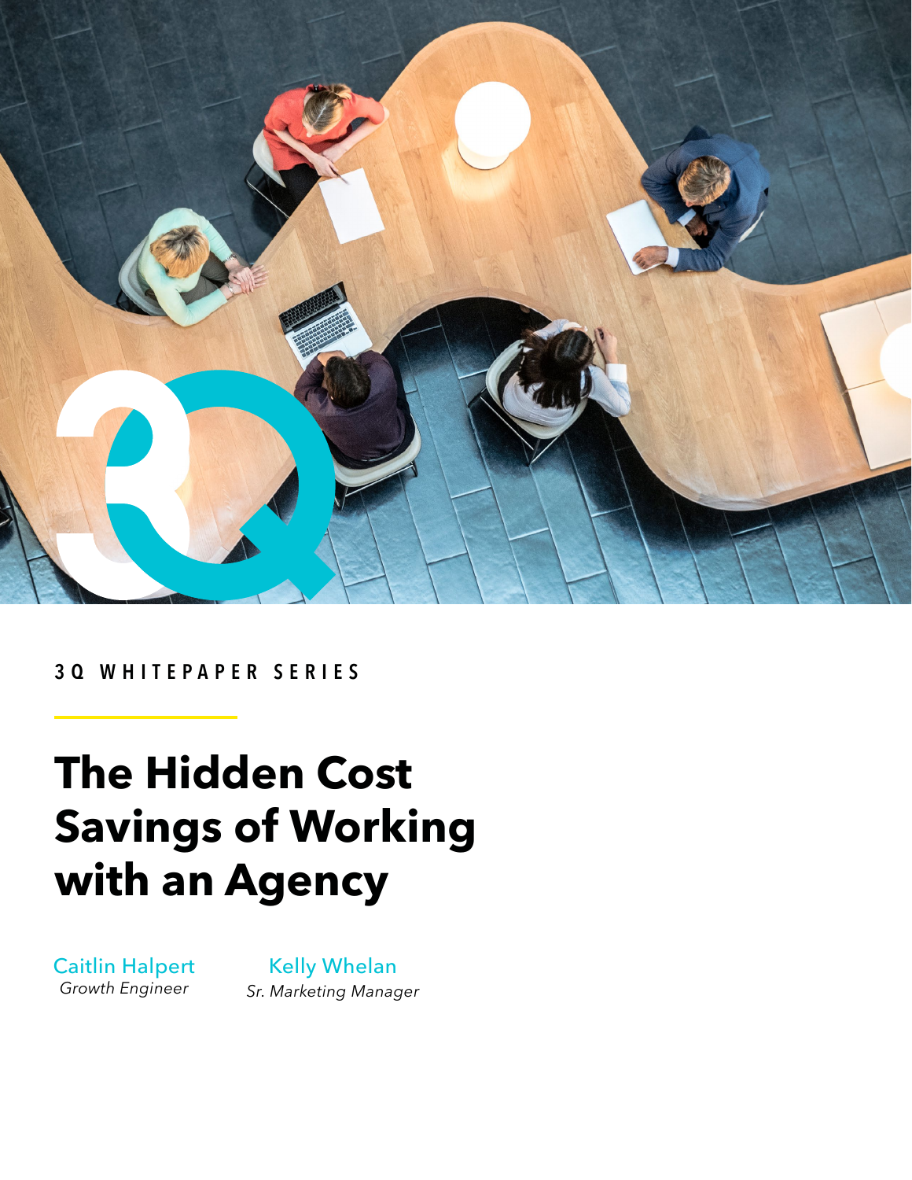3Q WHITEPAPER SERIES

# The Hidden Cost Savings of Working with an Agency

Caitlin Halpert
*Growth Engineer*

Kelly Whelan
*Sr. Marketing Manager*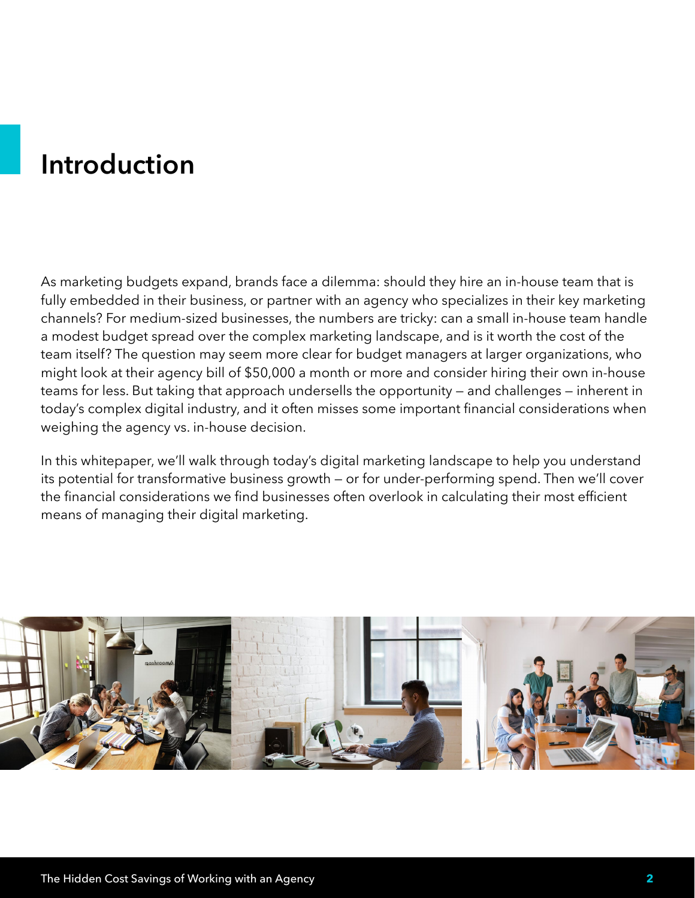# Introduction

As marketing budgets expand, brands face a dilemma: should they hire an in-house team that is fully embedded in their business, or partner with an agency who specializes in their key marketing channels? For medium-sized businesses, the numbers are tricky: can a small in-house team handle a modest budget spread over the complex marketing landscape, and is it worth the cost of the team itself? The question may seem more clear for budget managers at larger organizations, who might look at their agency bill of $50,000 a month or more and consider hiring their own in-house teams for less. But taking that approach undersells the opportunity — and challenges — inherent in today's complex digital industry, and it often misses some important financial considerations when weighing the agency vs. in-house decision.

In this whitepaper, we'll walk through today's digital marketing landscape to help you understand its potential for transformative business growth — or for under-performing spend. Then we'll cover the financial considerations we find businesses often overlook in calculating their most efficient means of managing their digital marketing.